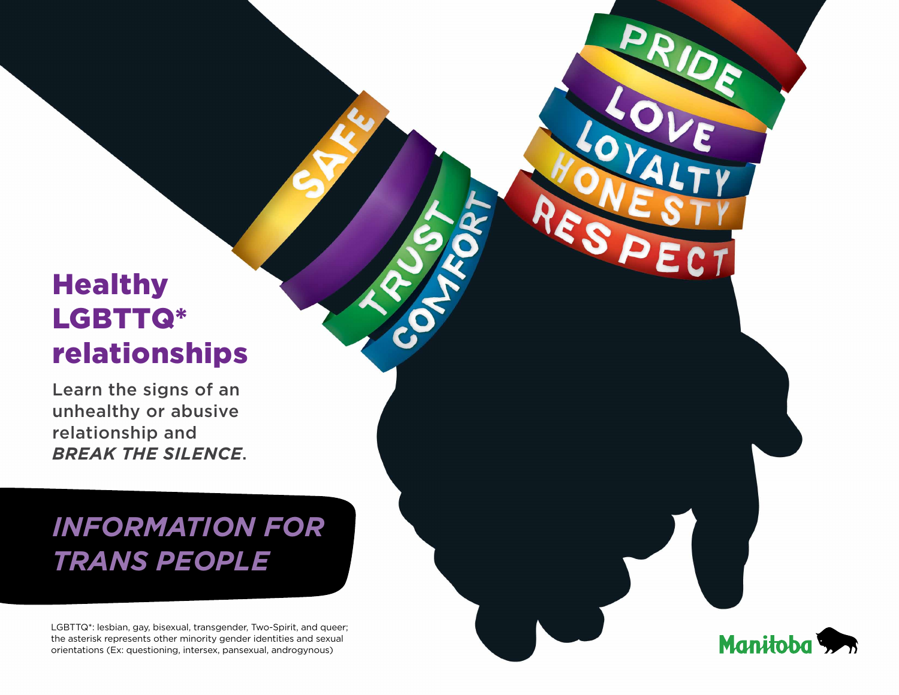# Healthy LGBTTQ* relationships

Learn the signs of an unhealthy or abusive relationship and ***BREAK THE SILENCE***.

## *INFORMATION FOR TRANS PEOPLE*

LGBTTQ*: lesbian, gay, bisexual, transgender, Two-Spirit, and queer; the asterisk represents other minority gender identities and sexual orientations (Ex: questioning, intersex, pansexual, androgynous)

Manitoba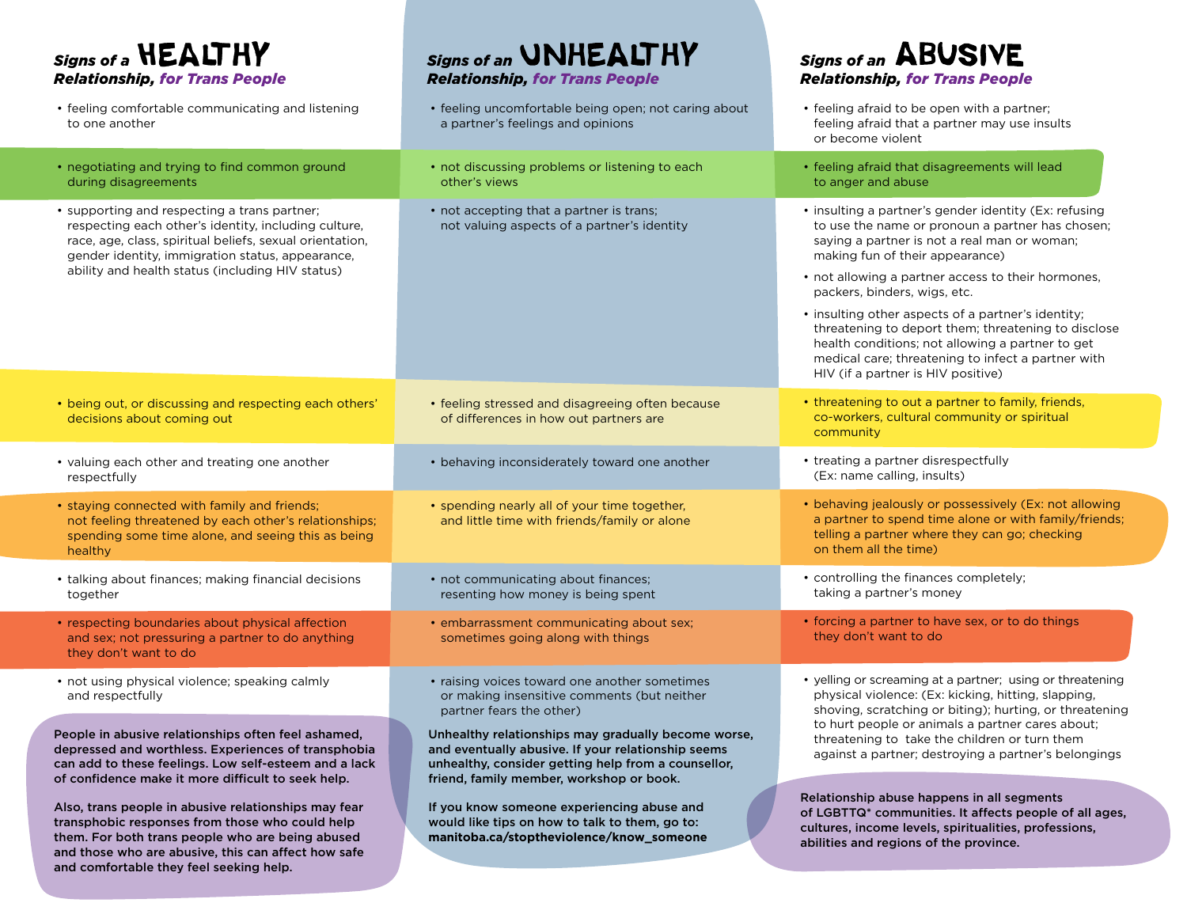| Signs of a HEALTHY Relationship, *for Trans People* | Signs of an UNHEALTHY Relationship, *for Trans People* | Signs of an ABUSIVE Relationship, *for Trans People* |
|---|---|---|
| • feeling comfortable communicating and listening to one another | • feeling uncomfortable being open; not caring about a partner's feelings and opinions | • feeling afraid to be open with a partner; feeling afraid that a partner may use insults or become violent |
| • negotiating and trying to find common ground during disagreements | • not discussing problems or listening to each other's views | • feeling afraid that disagreements will lead to anger and abuse |
| • supporting and respecting a trans partner; respecting each other's identity, including culture, race, age, class, spiritual beliefs, sexual orientation, gender identity, immigration status, appearance, ability and health status (including HIV status) | • not accepting that a partner is trans; not valuing aspects of a partner's identity | • insulting a partner's gender identity (Ex: refusing to use the name or pronoun a partner has chosen; saying a partner is not a real man or woman; making fun of their appearance)<br>• not allowing a partner access to their hormones, packers, binders, wigs, etc.<br>• insulting other aspects of a partner's identity; threatening to deport them; threatening to disclose health conditions; not allowing a partner to get medical care; threatening to infect a partner with HIV (if a partner is HIV positive) |
| • being out, or discussing and respecting each others' decisions about coming out | • feeling stressed and disagreeing often because of differences in how out partners are | • threatening to out a partner to family, friends, co-workers, cultural community or spiritual community |
| • valuing each other and treating one another respectfully | • behaving inconsiderately toward one another | • treating a partner disrespectfully (Ex: name calling, insults) |
| • staying connected with family and friends; not feeling threatened by each other's relationships; spending some time alone, and seeing this as being healthy | • spending nearly all of your time together, and little time with friends/family or alone | • behaving jealously or possessively (Ex: not allowing a partner to spend time alone or with family/friends; telling a partner where they can go; checking on them all the time) |
| • talking about finances; making financial decisions together | • not communicating about finances; resenting how money is being spent | • controlling the finances completely; taking a partner's money |
| • respecting boundaries about physical affection and sex; not pressuring a partner to do anything they don't want to do | • embarrassment communicating about sex; sometimes going along with things | • forcing a partner to have sex, or to do things they don't want to do |
| • not using physical violence; speaking calmly and respectfully | • raising voices toward one another sometimes or making insensitive comments (but neither partner fears the other) | • yelling or screaming at a partner; using or threatening physical violence: (Ex: kicking, hitting, slapping, shoving, scratching or biting); hurting, or threatening to hurt people or animals a partner cares about; threatening to take the children or turn them against a partner; destroying a partner's belongings |

**People in abusive relationships often feel ashamed, depressed and worthless. Experiences of transphobia can add to these feelings. Low self-esteem and a lack of confidence make it more difficult to seek help.**

**Also, trans people in abusive relationships may fear transphobic responses from those who could help them. For both trans people who are being abused and those who are abusive, this can affect how safe and comfortable they feel seeking help.**

**Unhealthy relationships may gradually become worse, and eventually abusive. If your relationship seems unhealthy, consider getting help from a counsellor, friend, family member, workshop or book.**

**If you know someone experiencing abuse and would like tips on how to talk to them, go to: manitoba.ca/stoptheviolence/know_someone**

**Relationship abuse happens in all segments of LGBTTQ* communities. It affects people of all ages, cultures, income levels, spiritualities, professions, abilities and regions of the province.**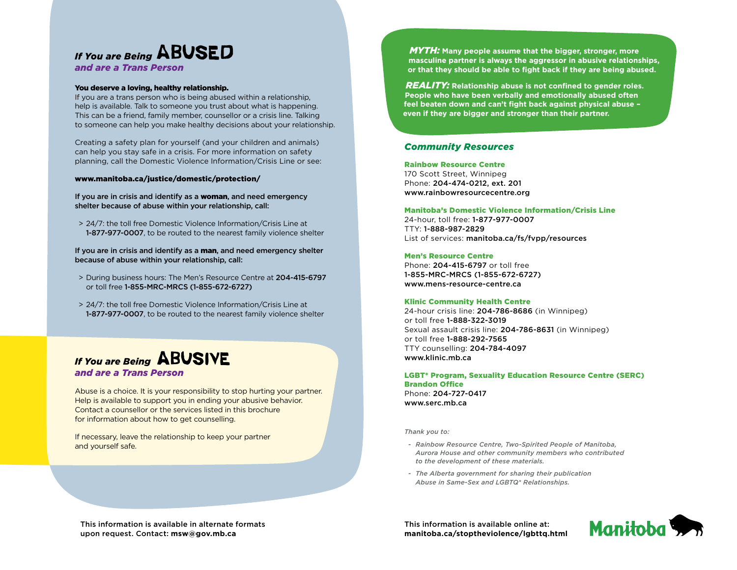## *If You are Being* ABUSED *and are a Trans Person*

**You deserve a loving, healthy relationship.**
If you are a trans person who is being abused within a relationship, help is available. Talk to someone you trust about what is happening. This can be a friend, family member, counsellor or a crisis line. Talking to someone can help you make healthy decisions about your relationship.

Creating a safety plan for yourself (and your children and animals) can help you stay safe in a crisis. For more information on safety planning, call the Domestic Violence Information/Crisis Line or see:

**www.manitoba.ca/justice/domestic/protection/**

**If you are in crisis and identify as a woman, and need emergency shelter because of abuse within your relationship, call:**

> 24/7: the toll free Domestic Violence Information/Crisis Line at **1-877-977-0007**, to be routed to the nearest family violence shelter

**If you are in crisis and identify as a man, and need emergency shelter because of abuse within your relationship, call:**

> During business hours: The Men's Resource Centre at **204-415-6797** or toll free **1-855-MRC-MRCS (1-855-672-6727)**

> 24/7: the toll free Domestic Violence Information/Crisis Line at **1-877-977-0007**, to be routed to the nearest family violence shelter

## *If You are Being* ABUSIVE *and are a Trans Person*

Abuse is a choice. It is your responsibility to stop hurting your partner. Help is available to support you in ending your abusive behavior. Contact a counsellor or the services listed in this brochure for information about how to get counselling.

If necessary, leave the relationship to keep your partner and yourself safe.

***MYTH:*** **Many people assume that the bigger, stronger, more masculine partner is always the aggressor in abusive relationships, or that they should be able to fight back if they are being abused.**

***REALITY:*** **Relationship abuse is not confined to gender roles. People who have been verbally and emotionally abused often feel beaten down and can't fight back against physical abuse – even if they are bigger and stronger than their partner.**

### *Community Resources*

**Rainbow Resource Centre**
170 Scott Street, Winnipeg
Phone: 204-474-0212, ext. 201
www.rainbowresourcecentre.org

**Manitoba's Domestic Violence Information/Crisis Line**
24-hour, toll free: 1-877-977-0007
TTY: 1-888-987-2829
List of services: manitoba.ca/fs/fvpp/resources

**Men's Resource Centre**
Phone: 204-415-6797 or toll free
1-855-MRC-MRCS (1-855-672-6727)
www.mens-resource-centre.ca

**Klinic Community Health Centre**
24-hour crisis line: 204-786-8686 (in Winnipeg) or toll free 1-888-322-3019
Sexual assault crisis line: 204-786-8631 (in Winnipeg) or toll free 1-888-292-7565
TTY counselling: 204-784-4097
www.klinic.mb.ca

**LGBT* Program, Sexuality Education Resource Centre (SERC) Brandon Office**
Phone: 204-727-0417
www.serc.mb.ca

*Thank you to:*

- *Rainbow Resource Centre, Two-Spirited People of Manitoba, Aurora House and other community members who contributed to the development of these materials.*
- *The Alberta government for sharing their publication Abuse in Same-Sex and LGBTQ* Relationships.*

This information is available in alternate formats upon request. Contact: **msw@gov.mb.ca**

This information is available online at:
**manitoba.ca/stoptheviolence/lgbttq.html**

Manitoba